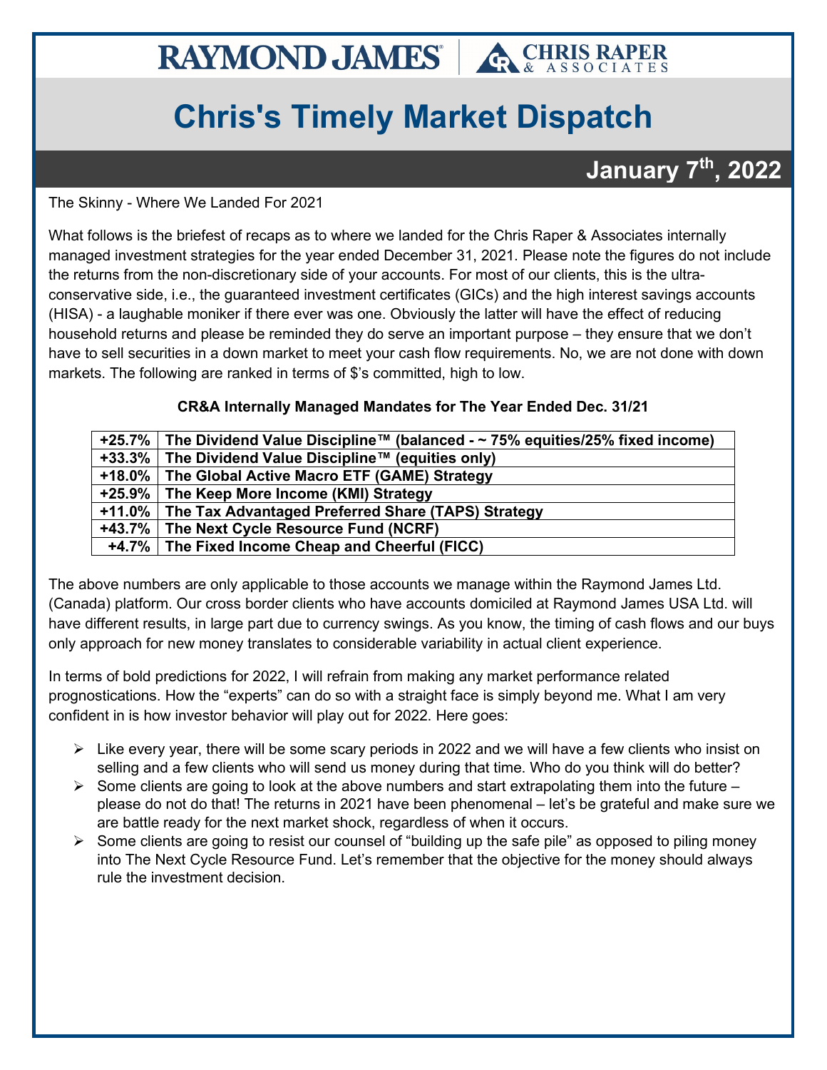# Chris's Timely Market Dispatch

## January 7th, 2022

The Skinny - Where We Landed For 2021

What follows is the briefest of recaps as to where we landed for the Chris Raper & Associates internally managed investment strategies for the year ended December 31, 2021. Please note the figures do not include the returns from the non-discretionary side of your accounts. For most of our clients, this is the ultra-conservative side, i.e., the guaranteed investment certificates (GICs) and the high interest savings accounts (HISA) - a laughable moniker if there ever was one. Obviously the latter will have the effect of reducing household returns and please be reminded they do serve an important purpose – they ensure that we don't have to sell securities in a down market to meet your cash flow requirements. No, we are not done with down markets. The following are ranked in terms of $'s committed, high to low.

**CR&A Internally Managed Mandates for The Year Ended Dec. 31/21**

| Return | Mandate |
|---|---|
| **+25.7%** | **The Dividend Value Discipline™ (balanced - ~ 75% equities/25% fixed income)** |
| **+33.3%** | **The Dividend Value Discipline™ (equities only)** |
| **+18.0%** | **The Global Active Macro ETF (GAME) Strategy** |
| **+25.9%** | **The Keep More Income (KMI) Strategy** |
| **+11.0%** | **The Tax Advantaged Preferred Share (TAPS) Strategy** |
| **+43.7%** | **The Next Cycle Resource Fund (NCRF)** |
| **+4.7%** | **The Fixed Income Cheap and Cheerful (FICC)** |

The above numbers are only applicable to those accounts we manage within the Raymond James Ltd. (Canada) platform. Our cross border clients who have accounts domiciled at Raymond James USA Ltd. will have different results, in large part due to currency swings. As you know, the timing of cash flows and our buys only approach for new money translates to considerable variability in actual client experience.

In terms of bold predictions for 2022, I will refrain from making any market performance related prognostications. How the "experts" can do so with a straight face is simply beyond me. What I am very confident in is how investor behavior will play out for 2022. Here goes:

- Like every year, there will be some scary periods in 2022 and we will have a few clients who insist on selling and a few clients who will send us money during that time. Who do you think will do better?
- Some clients are going to look at the above numbers and start extrapolating them into the future – please do not do that! The returns in 2021 have been phenomenal – let's be grateful and make sure we are battle ready for the next market shock, regardless of when it occurs.
- Some clients are going to resist our counsel of "building up the safe pile" as opposed to piling money into The Next Cycle Resource Fund. Let's remember that the objective for the money should always rule the investment decision.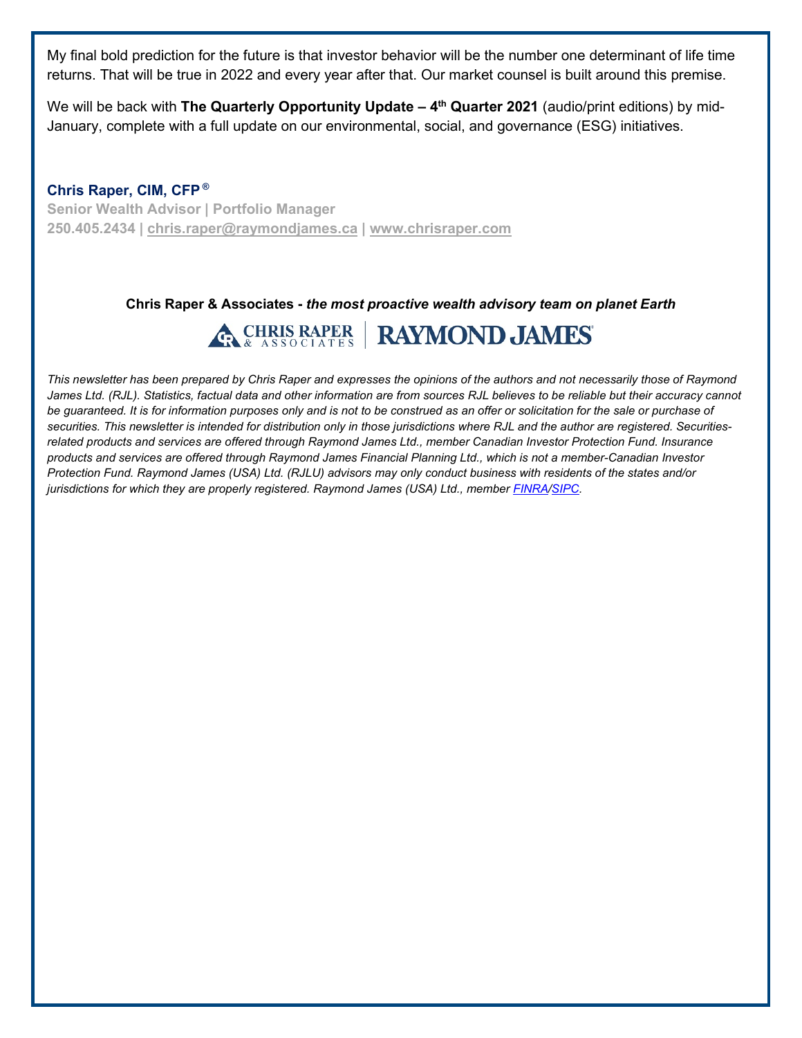My final bold prediction for the future is that investor behavior will be the number one determinant of life time returns. That will be true in 2022 and every year after that. Our market counsel is built around this premise.

We will be back with **The Quarterly Opportunity Update – 4th Quarter 2021** (audio/print editions) by mid-January, complete with a full update on our environmental, social, and governance (ESG) initiatives.

**Chris Raper, CIM, CFP®**
**Senior Wealth Advisor | Portfolio Manager**
**250.405.2434 | chris.raper@raymondjames.ca | www.chrisraper.com**

**Chris Raper & Associates -** ***the most proactive wealth advisory team on planet Earth***

CHRIS RAPER & ASSOCIATES | RAYMOND JAMES

*This newsletter has been prepared by Chris Raper and expresses the opinions of the authors and not necessarily those of Raymond James Ltd. (RJL). Statistics, factual data and other information are from sources RJL believes to be reliable but their accuracy cannot be guaranteed. It is for information purposes only and is not to be construed as an offer or solicitation for the sale or purchase of securities. This newsletter is intended for distribution only in those jurisdictions where RJL and the author are registered. Securities-related products and services are offered through Raymond James Ltd., member Canadian Investor Protection Fund. Insurance products and services are offered through Raymond James Financial Planning Ltd., which is not a member-Canadian Investor Protection Fund. Raymond James (USA) Ltd. (RJLU) advisors may only conduct business with residents of the states and/or jurisdictions for which they are properly registered. Raymond James (USA) Ltd., member FINRA/SIPC.*